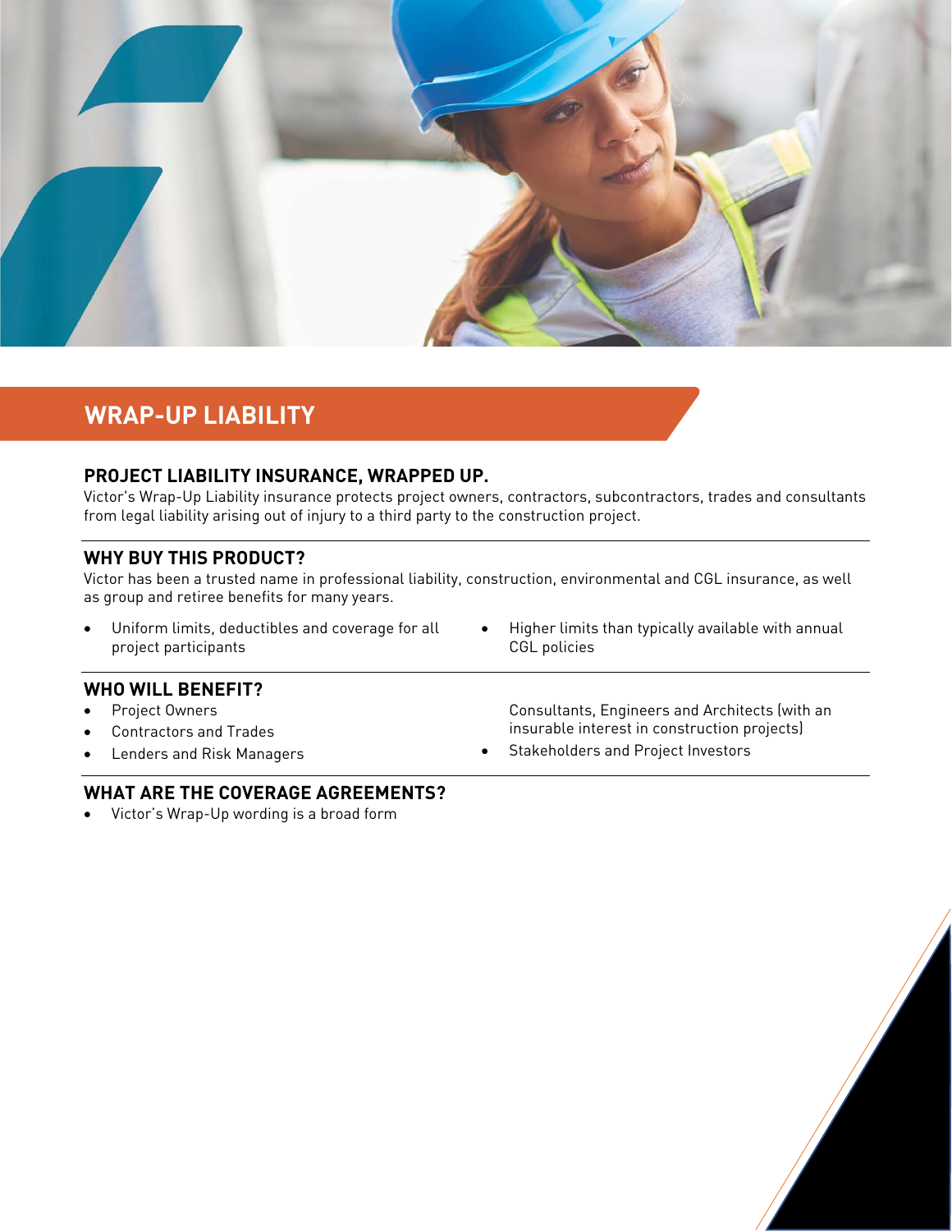# WRAP-UP LIABILITY

## PROJECT LIABILITY INSURANCE, WRAPPED UP.

Victor's Wrap-Up Liability insurance protects project owners, contractors, subcontractors, trades and consultants from legal liability arising out of injury to a third party to the construction project.

## WHY BUY THIS PRODUCT?

Victor has been a trusted name in professional liability, construction, environmental and CGL insurance, as well as group and retiree benefits for many years.

- Uniform limits, deductibles and coverage for all project participants
- Higher limits than typically available with annual CGL policies

## WHO WILL BENEFIT?

- Project Owners
- Contractors and Trades
- Lenders and Risk Managers
- Consultants, Engineers and Architects (with an insurable interest in construction projects)
- Stakeholders and Project Investors

## WHAT ARE THE COVERAGE AGREEMENTS?

- Victor's Wrap-Up wording is a broad form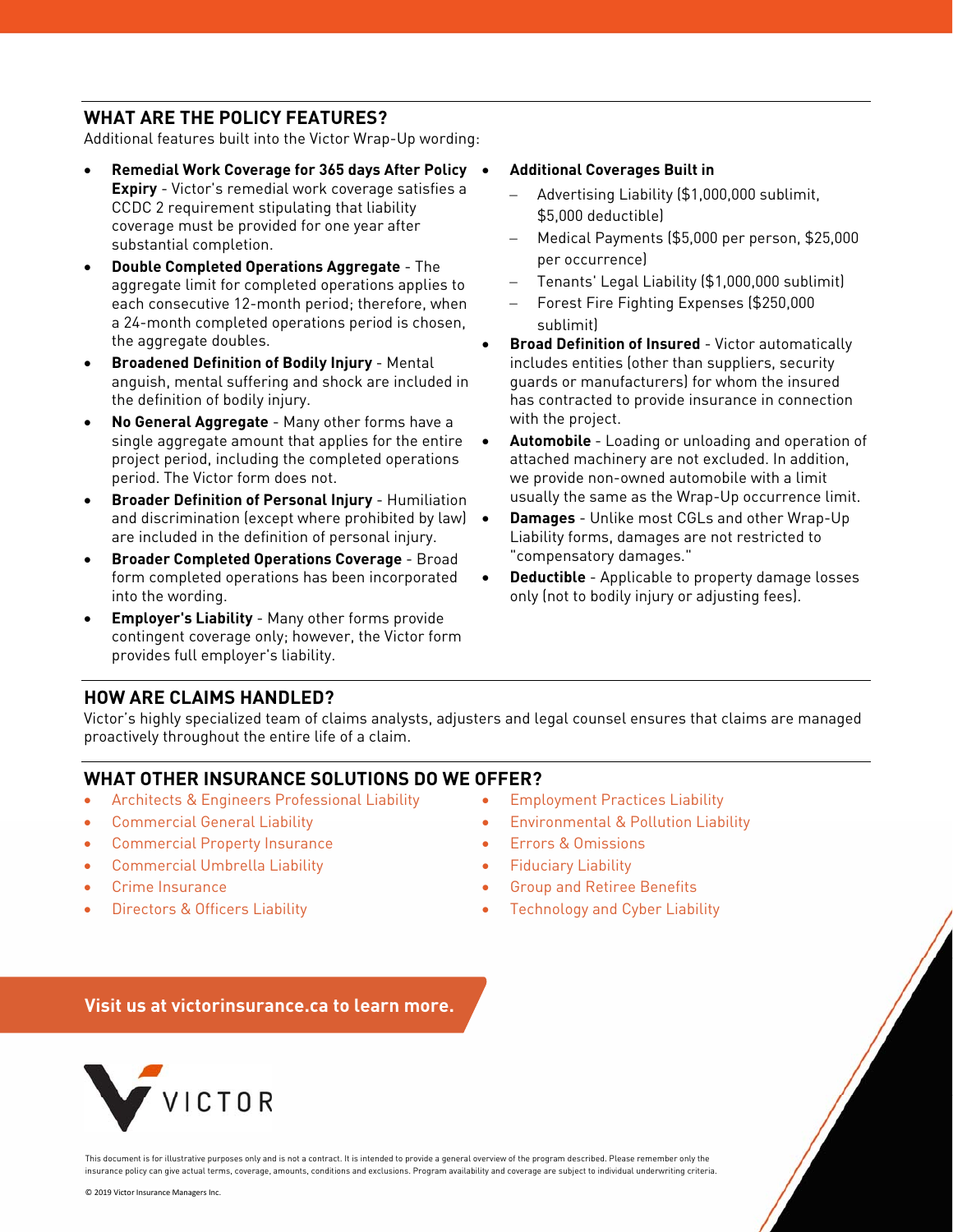## WHAT ARE THE POLICY FEATURES?

Additional features built into the Victor Wrap-Up wording:

- **Remedial Work Coverage for 365 days After Policy Expiry** - Victor's remedial work coverage satisfies a CCDC 2 requirement stipulating that liability coverage must be provided for one year after substantial completion.
- **Double Completed Operations Aggregate** - The aggregate limit for completed operations applies to each consecutive 12-month period; therefore, when a 24-month completed operations period is chosen, the aggregate doubles.
- **Broadened Definition of Bodily Injury** - Mental anguish, mental suffering and shock are included in the definition of bodily injury.
- **No General Aggregate** - Many other forms have a single aggregate amount that applies for the entire project period, including the completed operations period. The Victor form does not.
- **Broader Definition of Personal Injury** - Humiliation and discrimination (except where prohibited by law) are included in the definition of personal injury.
- **Broader Completed Operations Coverage** - Broad form completed operations has been incorporated into the wording.
- **Employer's Liability** - Many other forms provide contingent coverage only; however, the Victor form provides full employer's liability.
- **Additional Coverages Built in**
  - Advertising Liability ($1,000,000 sublimit, $5,000 deductible)
  - Medical Payments ($5,000 per person, $25,000 per occurrence)
  - Tenants' Legal Liability ($1,000,000 sublimit)
  - Forest Fire Fighting Expenses ($250,000 sublimit)
- **Broad Definition of Insured** - Victor automatically includes entities (other than suppliers, security guards or manufacturers) for whom the insured has contracted to provide insurance in connection with the project.
- **Automobile** - Loading or unloading and operation of attached machinery are not excluded. In addition, we provide non-owned automobile with a limit usually the same as the Wrap-Up occurrence limit.
- **Damages** - Unlike most CGLs and other Wrap-Up Liability forms, damages are not restricted to "compensatory damages."
- **Deductible** - Applicable to property damage losses only (not to bodily injury or adjusting fees).

## HOW ARE CLAIMS HANDLED?

Victor's highly specialized team of claims analysts, adjusters and legal counsel ensures that claims are managed proactively throughout the entire life of a claim.

## WHAT OTHER INSURANCE SOLUTIONS DO WE OFFER?

- Architects & Engineers Professional Liability
- Commercial General Liability
- Commercial Property Insurance
- Commercial Umbrella Liability
- Crime Insurance
- Directors & Officers Liability
- Employment Practices Liability
- Environmental & Pollution Liability
- Errors & Omissions
- Fiduciary Liability
- Group and Retiree Benefits
- Technology and Cyber Liability

**Visit us at victorinsurance.ca to learn more.**

VICTOR

This document is for illustrative purposes only and is not a contract. It is intended to provide a general overview of the program described. Please remember only the insurance policy can give actual terms, coverage, amounts, conditions and exclusions. Program availability and coverage are subject to individual underwriting criteria.

© 2019 Victor Insurance Managers Inc.